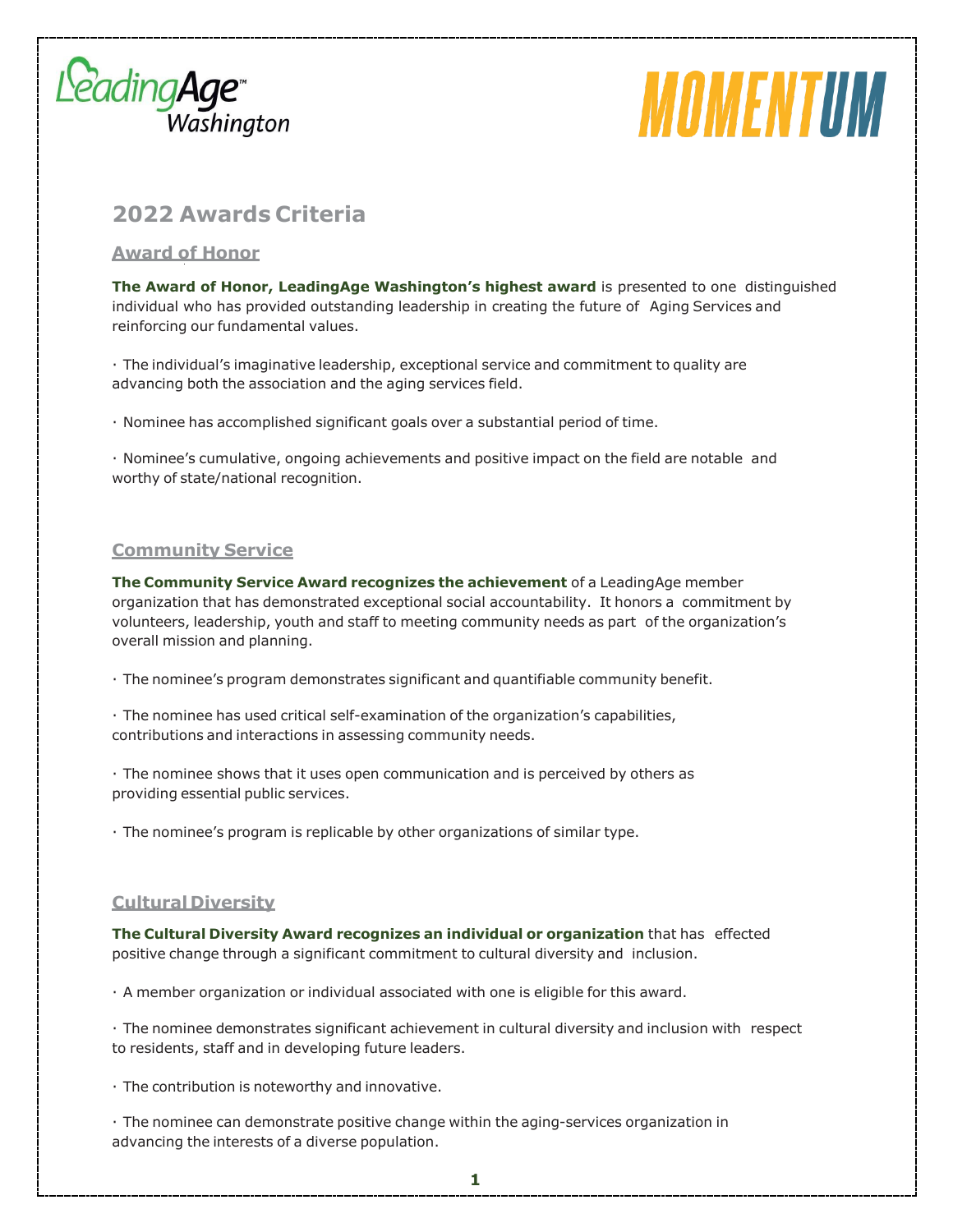LeadingAge Washington

MOMENTUM

# 2022 Awards Criteria

## Award of Honor

**The Award of Honor, LeadingAge Washington's highest award** is presented to one distinguished individual who has provided outstanding leadership in creating the future of Aging Services and reinforcing our fundamental values.

· The individual's imaginative leadership, exceptional service and commitment to quality are advancing both the association and the aging services field.

· Nominee has accomplished significant goals over a substantial period of time.

· Nominee's cumulative, ongoing achievements and positive impact on the field are notable and worthy of state/national recognition.

## Community Service

**The Community Service Award recognizes the achievement** of a LeadingAge member organization that has demonstrated exceptional social accountability. It honors a commitment by volunteers, leadership, youth and staff to meeting community needs as part of the organization's overall mission and planning.

· The nominee's program demonstrates significant and quantifiable community benefit.

· The nominee has used critical self-examination of the organization's capabilities, contributions and interactions in assessing community needs.

· The nominee shows that it uses open communication and is perceived by others as providing essential public services.

· The nominee's program is replicable by other organizations of similar type.

## Cultural Diversity

**The Cultural Diversity Award recognizes an individual or organization** that has effected positive change through a significant commitment to cultural diversity and inclusion.

· A member organization or individual associated with one is eligible for this award.

· The nominee demonstrates significant achievement in cultural diversity and inclusion with respect to residents, staff and in developing future leaders.

· The contribution is noteworthy and innovative.

· The nominee can demonstrate positive change within the aging-services organization in advancing the interests of a diverse population.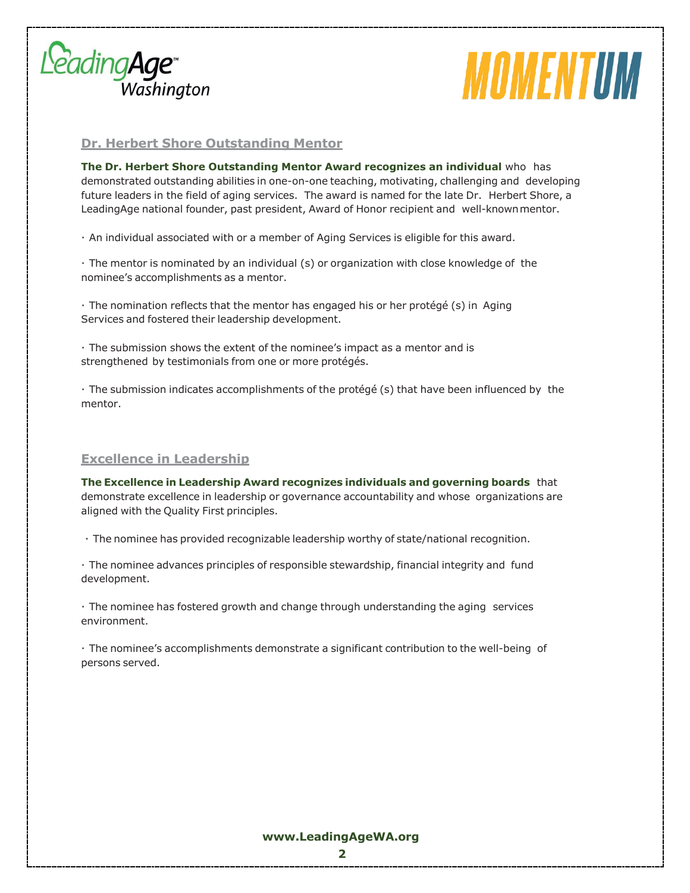## Dr. Herbert Shore Outstanding Mentor

**The Dr. Herbert Shore Outstanding Mentor Award recognizes an individual** who has demonstrated outstanding abilities in one-on-one teaching, motivating, challenging and developing future leaders in the field of aging services. The award is named for the late Dr. Herbert Shore, a LeadingAge national founder, past president, Award of Honor recipient and well-known mentor.

- An individual associated with or a member of Aging Services is eligible for this award.
- The mentor is nominated by an individual (s) or organization with close knowledge of the nominee's accomplishments as a mentor.
- The nomination reflects that the mentor has engaged his or her protégé (s) in Aging Services and fostered their leadership development.
- The submission shows the extent of the nominee's impact as a mentor and is strengthened by testimonials from one or more protégés.
- The submission indicates accomplishments of the protégé (s) that have been influenced by the mentor.

## Excellence in Leadership

**The Excellence in Leadership Award recognizes individuals and governing boards** that demonstrate excellence in leadership or governance accountability and whose organizations are aligned with the Quality First principles.

- The nominee has provided recognizable leadership worthy of state/national recognition.
- The nominee advances principles of responsible stewardship, financial integrity and fund development.
- The nominee has fostered growth and change through understanding the aging services environment.
- The nominee's accomplishments demonstrate a significant contribution to the well-being of persons served.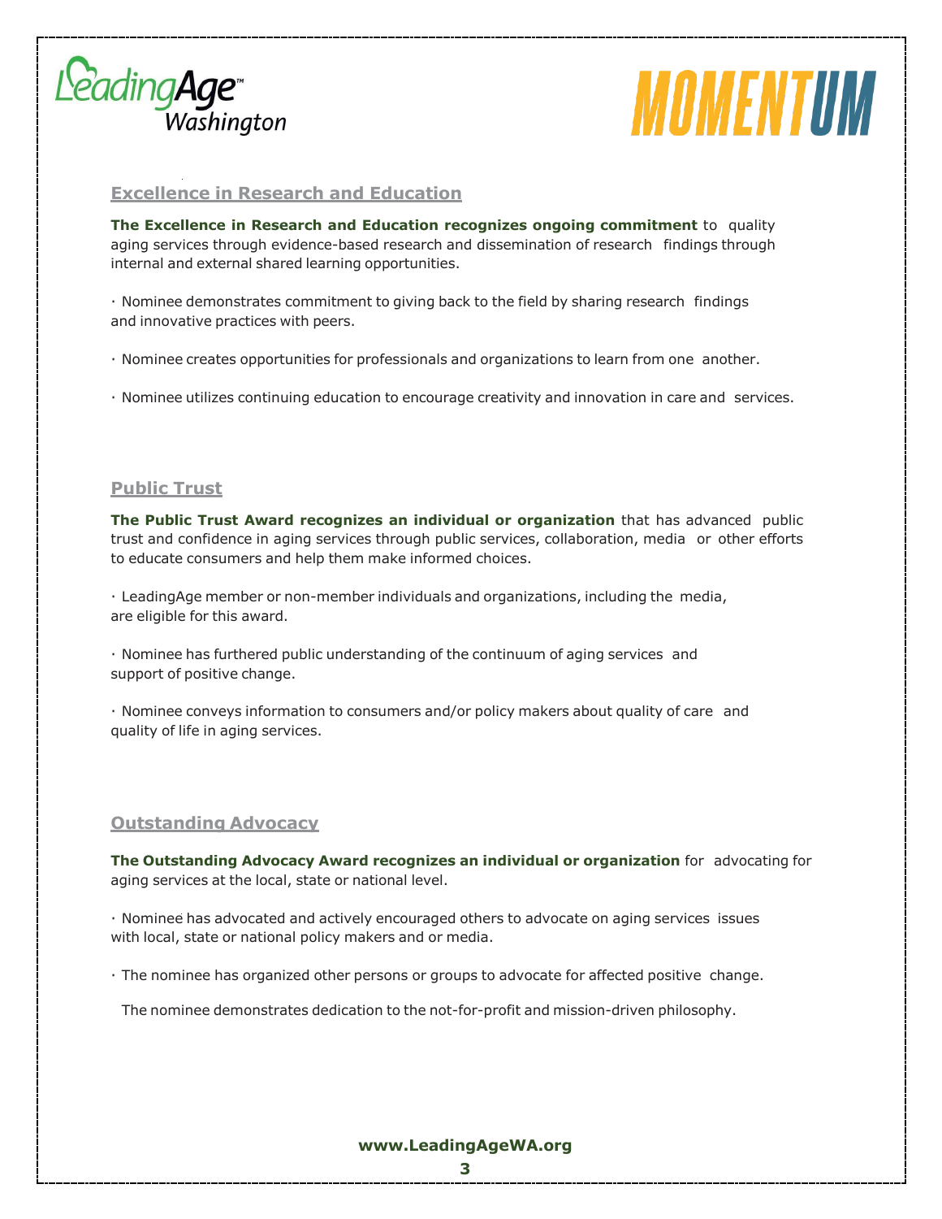## Excellence in Research and Education

**The Excellence in Research and Education recognizes ongoing commitment** to quality aging services through evidence-based research and dissemination of research findings through internal and external shared learning opportunities.

· Nominee demonstrates commitment to giving back to the field by sharing research findings and innovative practices with peers.

· Nominee creates opportunities for professionals and organizations to learn from one another.

· Nominee utilizes continuing education to encourage creativity and innovation in care and services.

## Public Trust

**The Public Trust Award recognizes an individual or organization** that has advanced public trust and confidence in aging services through public services, collaboration, media or other efforts to educate consumers and help them make informed choices.

· LeadingAge member or non-member individuals and organizations, including the media, are eligible for this award.

· Nominee has furthered public understanding of the continuum of aging services and support of positive change.

· Nominee conveys information to consumers and/or policy makers about quality of care and quality of life in aging services.

## Outstanding Advocacy

**The Outstanding Advocacy Award recognizes an individual or organization** for advocating for aging services at the local, state or national level.

· Nominee has advocated and actively encouraged others to advocate on aging services issues with local, state or national policy makers and or media.

· The nominee has organized other persons or groups to advocate for affected positive change.

The nominee demonstrates dedication to the not-for-profit and mission-driven philosophy.

**www.LeadingAgeWA.org**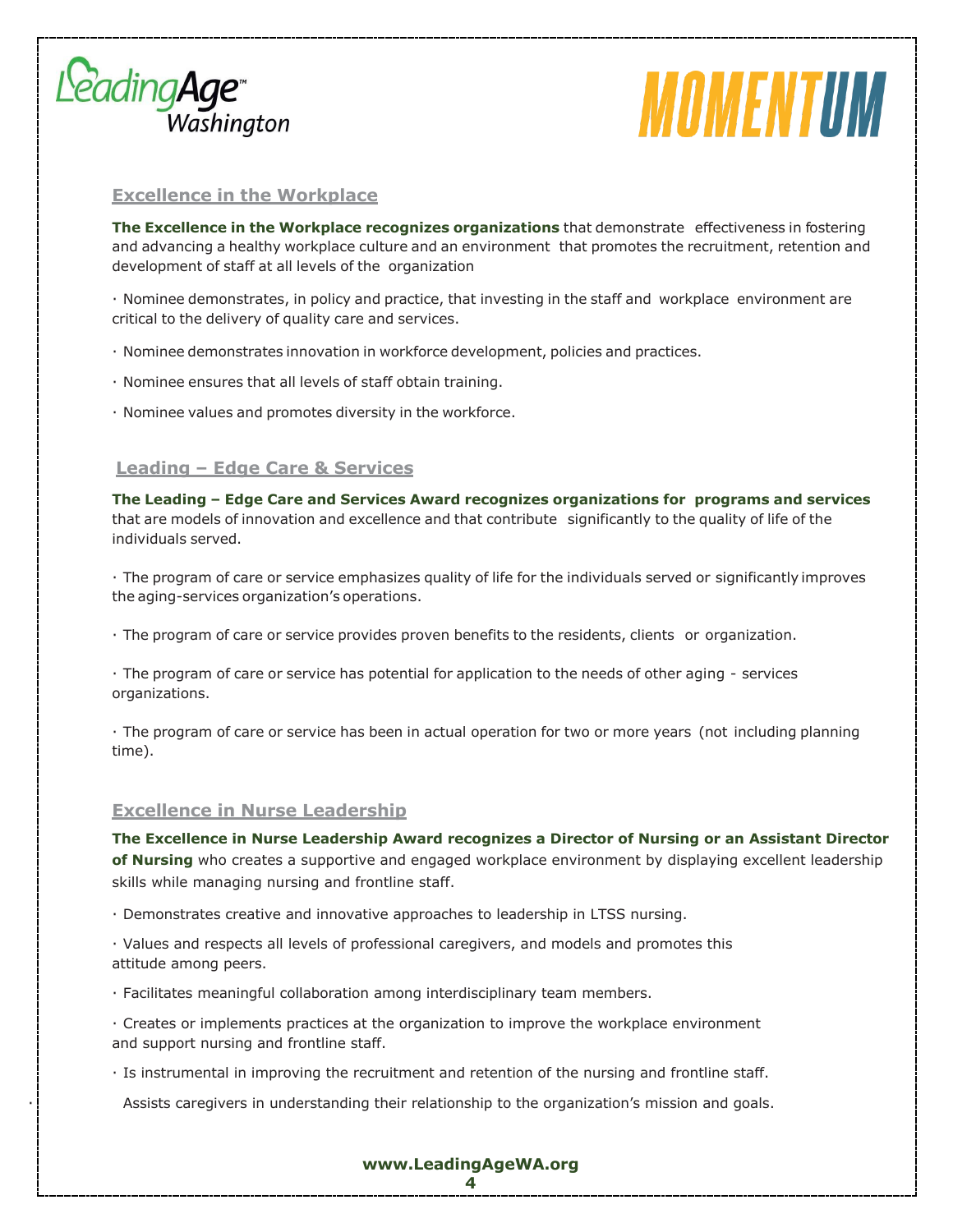## Excellence in the Workplace

**The Excellence in the Workplace recognizes organizations** that demonstrate effectiveness in fostering and advancing a healthy workplace culture and an environment that promotes the recruitment, retention and development of staff at all levels of the organization

· Nominee demonstrates, in policy and practice, that investing in the staff and workplace environment are critical to the delivery of quality care and services.

· Nominee demonstrates innovation in workforce development, policies and practices.

· Nominee ensures that all levels of staff obtain training.

· Nominee values and promotes diversity in the workforce.

## Leading – Edge Care & Services

**The Leading – Edge Care and Services Award recognizes organizations for programs and services** that are models of innovation and excellence and that contribute significantly to the quality of life of the individuals served.

· The program of care or service emphasizes quality of life for the individuals served or significantly improves the aging-services organization's operations.

· The program of care or service provides proven benefits to the residents, clients or organization.

· The program of care or service has potential for application to the needs of other aging - services organizations.

· The program of care or service has been in actual operation for two or more years (not including planning time).

## Excellence in Nurse Leadership

**The Excellence in Nurse Leadership Award recognizes a Director of Nursing or an Assistant Director of Nursing** who creates a supportive and engaged workplace environment by displaying excellent leadership skills while managing nursing and frontline staff.

· Demonstrates creative and innovative approaches to leadership in LTSS nursing.

· Values and respects all levels of professional caregivers, and models and promotes this attitude among peers.

· Facilitates meaningful collaboration among interdisciplinary team members.

· Creates or implements practices at the organization to improve the workplace environment and support nursing and frontline staff.

· Is instrumental in improving the recruitment and retention of the nursing and frontline staff.

· Assists caregivers in understanding their relationship to the organization's mission and goals.

**www.LeadingAgeWA.org**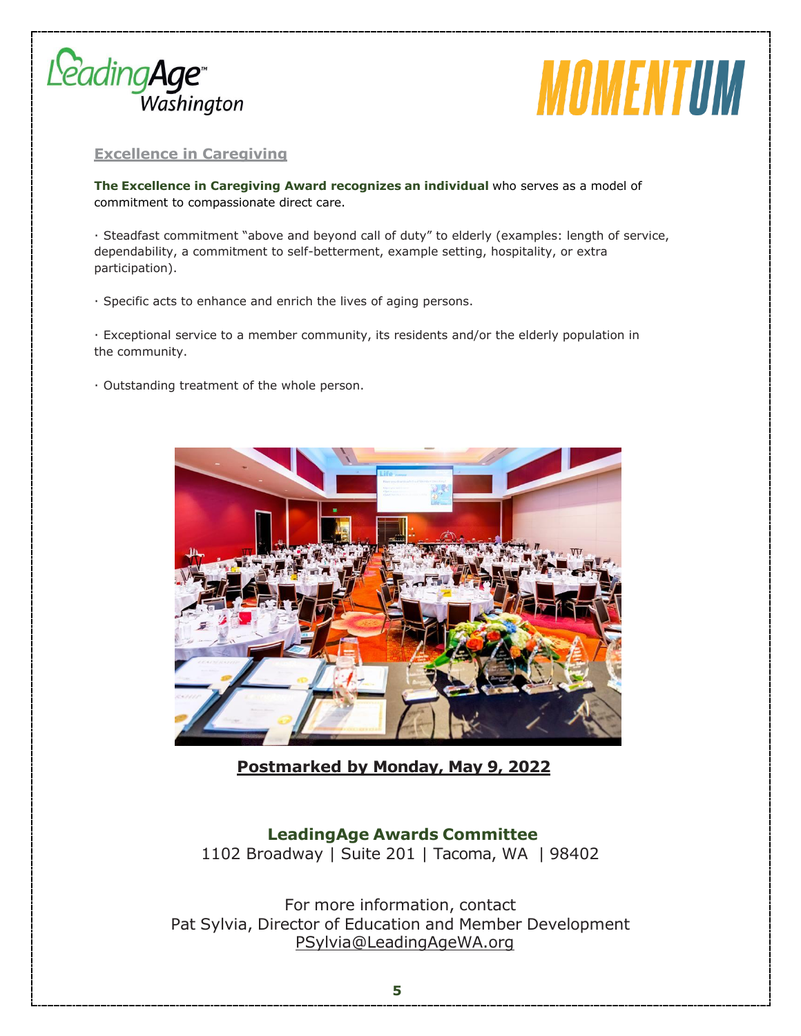## Excellence in Caregiving

**The Excellence in Caregiving Award recognizes an individual** who serves as a model of commitment to compassionate direct care.

· Steadfast commitment "above and beyond call of duty" to elderly (examples: length of service, dependability, a commitment to self-betterment, example setting, hospitality, or extra participation).

· Specific acts to enhance and enrich the lives of aging persons.

· Exceptional service to a member community, its residents and/or the elderly population in the community.

· Outstanding treatment of the whole person.

**Postmarked by Monday, May 9, 2022**

**LeadingAge Awards Committee**
1102 Broadway | Suite 201 | Tacoma, WA | 98402

For more information, contact
Pat Sylvia, Director of Education and Member Development
PSylvia@LeadingAgeWA.org